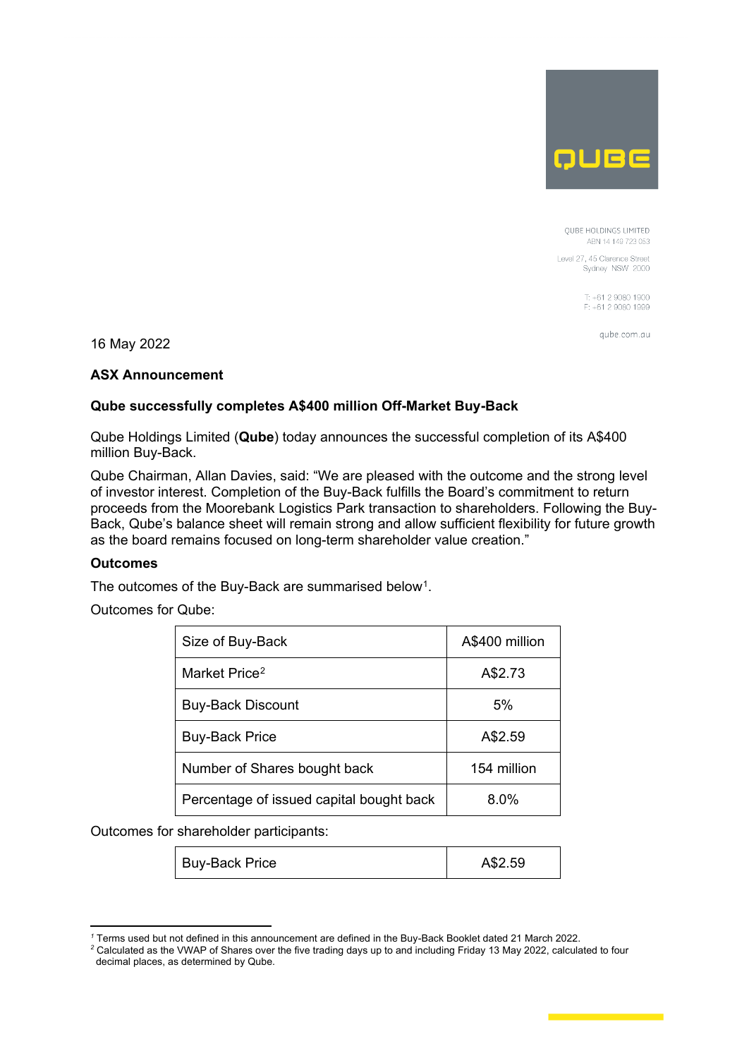QUBE HOLDINGS LIMITED
ABN 14 149 723 053

Level 27, 45 Clarence Street
Sydney NSW 2000

T: +61 2 9080 1900
F: +61 2 9080 1999

qube.com.au

16 May 2022

**ASX Announcement**

**Qube successfully completes A$400 million Off-Market Buy-Back**

Qube Holdings Limited (**Qube**) today announces the successful completion of its A$400 million Buy-Back.

Qube Chairman, Allan Davies, said: "We are pleased with the outcome and the strong level of investor interest. Completion of the Buy-Back fulfills the Board's commitment to return proceeds from the Moorebank Logistics Park transaction to shareholders. Following the Buy-Back, Qube's balance sheet will remain strong and allow sufficient flexibility for future growth as the board remains focused on long-term shareholder value creation."

**Outcomes**

The outcomes of the Buy-Back are summarised below[1].

Outcomes for Qube:

| Size of Buy-Back | A$400 million |
|---|---|
| Market Price[2] | A$2.73 |
| Buy-Back Discount | 5% |
| Buy-Back Price | A$2.59 |
| Number of Shares bought back | 154 million |
| Percentage of issued capital bought back | 8.0% |

Outcomes for shareholder participants:

| Buy-Back Price | A$2.59 |
|---|---|

[1] Terms used but not defined in this announcement are defined in the Buy-Back Booklet dated 21 March 2022.
[2] Calculated as the VWAP of Shares over the five trading days up to and including Friday 13 May 2022, calculated to four decimal places, as determined by Qube.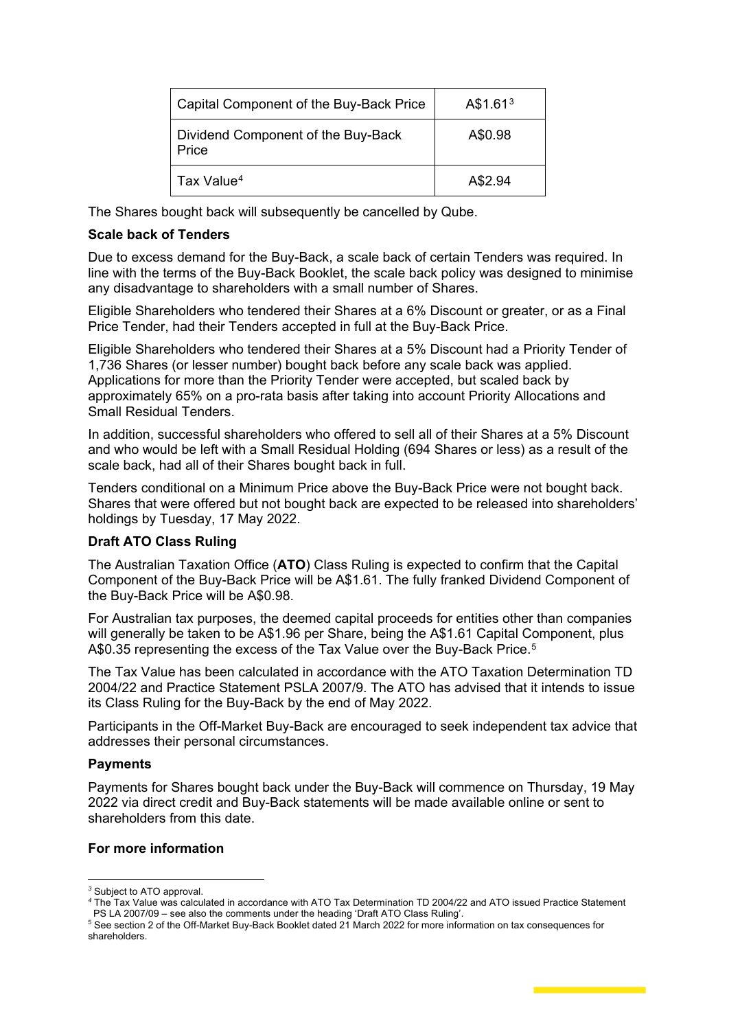| Capital Component of the Buy-Back Price | A$1.61[3] |
| --- | --- |
| Dividend Component of the Buy-Back Price | A$0.98 |
| Tax Value[4] | A$2.94 |

The Shares bought back will subsequently be cancelled by Qube.

**Scale back of Tenders**

Due to excess demand for the Buy-Back, a scale back of certain Tenders was required. In line with the terms of the Buy-Back Booklet, the scale back policy was designed to minimise any disadvantage to shareholders with a small number of Shares.

Eligible Shareholders who tendered their Shares at a 6% Discount or greater, or as a Final Price Tender, had their Tenders accepted in full at the Buy-Back Price.

Eligible Shareholders who tendered their Shares at a 5% Discount had a Priority Tender of 1,736 Shares (or lesser number) bought back before any scale back was applied. Applications for more than the Priority Tender were accepted, but scaled back by approximately 65% on a pro-rata basis after taking into account Priority Allocations and Small Residual Tenders.

In addition, successful shareholders who offered to sell all of their Shares at a 5% Discount and who would be left with a Small Residual Holding (694 Shares or less) as a result of the scale back, had all of their Shares bought back in full.

Tenders conditional on a Minimum Price above the Buy-Back Price were not bought back. Shares that were offered but not bought back are expected to be released into shareholders' holdings by Tuesday, 17 May 2022.

**Draft ATO Class Ruling**

The Australian Taxation Office (**ATO**) Class Ruling is expected to confirm that the Capital Component of the Buy-Back Price will be A$1.61. The fully franked Dividend Component of the Buy-Back Price will be A$0.98.

For Australian tax purposes, the deemed capital proceeds for entities other than companies will generally be taken to be A$1.96 per Share, being the A$1.61 Capital Component, plus A$0.35 representing the excess of the Tax Value over the Buy-Back Price.[5]

The Tax Value has been calculated in accordance with the ATO Taxation Determination TD 2004/22 and Practice Statement PSLA 2007/9. The ATO has advised that it intends to issue its Class Ruling for the Buy-Back by the end of May 2022.

Participants in the Off-Market Buy-Back are encouraged to seek independent tax advice that addresses their personal circumstances.

**Payments**

Payments for Shares bought back under the Buy-Back will commence on Thursday, 19 May 2022 via direct credit and Buy-Back statements will be made available online or sent to shareholders from this date.

**For more information**

[3] Subject to ATO approval.

[4] The Tax Value was calculated in accordance with ATO Tax Determination TD 2004/22 and ATO issued Practice Statement PS LA 2007/09 – see also the comments under the heading 'Draft ATO Class Ruling'.

[5] See section 2 of the Off-Market Buy-Back Booklet dated 21 March 2022 for more information on tax consequences for shareholders.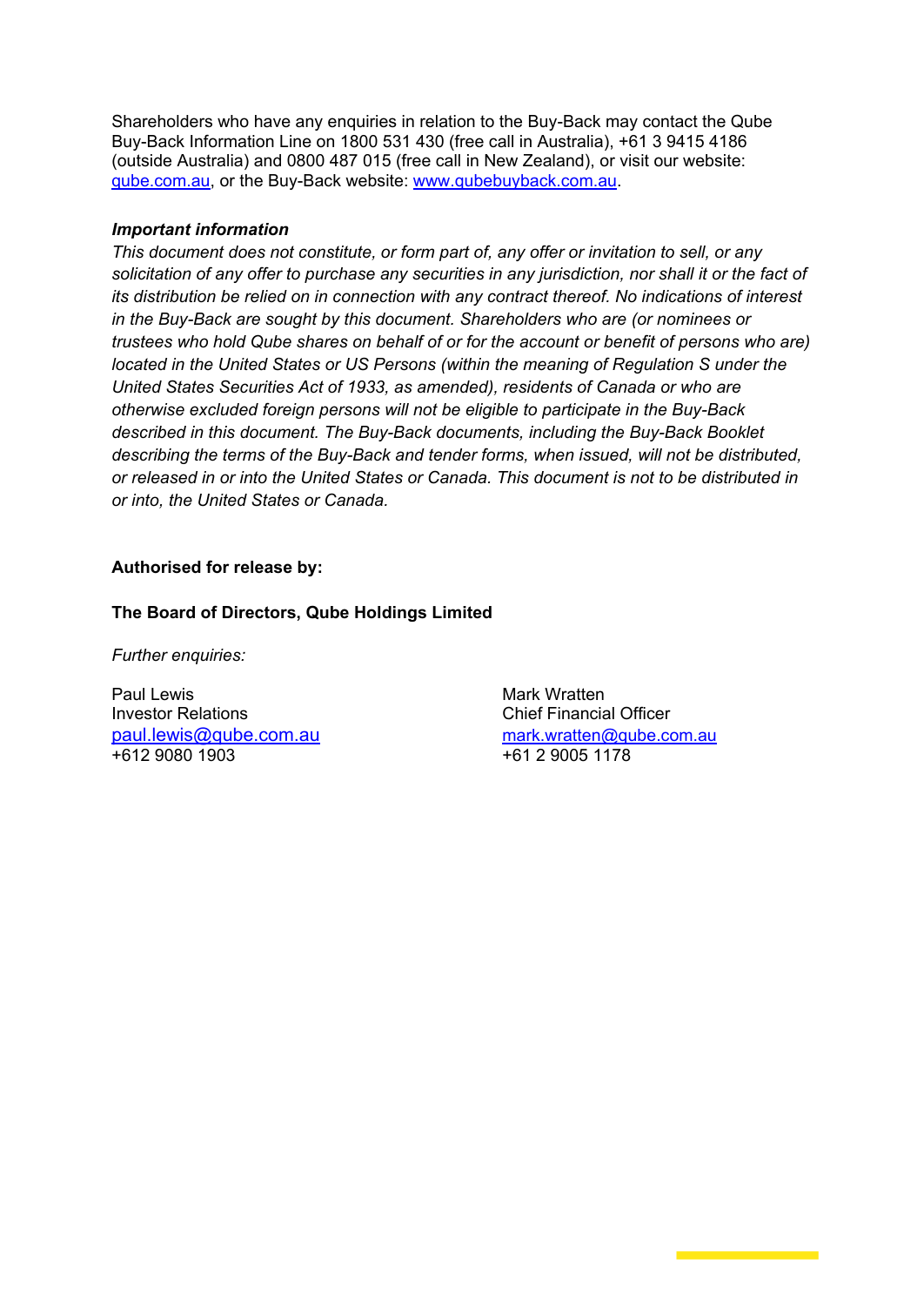Shareholders who have any enquiries in relation to the Buy-Back may contact the Qube Buy-Back Information Line on 1800 531 430 (free call in Australia), +61 3 9415 4186 (outside Australia) and 0800 487 015 (free call in New Zealand), or visit our website: [qube.com.au](qube.com.au), or the Buy-Back website: [www.qubebuyback.com.au](www.qubebuyback.com.au).

***Important information***

*This document does not constitute, or form part of, any offer or invitation to sell, or any solicitation of any offer to purchase any securities in any jurisdiction, nor shall it or the fact of its distribution be relied on in connection with any contract thereof. No indications of interest in the Buy-Back are sought by this document. Shareholders who are (or nominees or trustees who hold Qube shares on behalf of or for the account or benefit of persons who are) located in the United States or US Persons (within the meaning of Regulation S under the United States Securities Act of 1933, as amended), residents of Canada or who are otherwise excluded foreign persons will not be eligible to participate in the Buy-Back described in this document. The Buy-Back documents, including the Buy-Back Booklet describing the terms of the Buy-Back and tender forms, when issued, will not be distributed, or released in or into the United States or Canada. This document is not to be distributed in or into, the United States or Canada.*

**Authorised for release by:**

**The Board of Directors, Qube Holdings Limited**

*Further enquiries:*

Paul Lewis
Investor Relations
[paul.lewis@qube.com.au](mailto:paul.lewis@qube.com.au)
+612 9080 1903

Mark Wratten
Chief Financial Officer
[mark.wratten@qube.com.au](mailto:mark.wratten@qube.com.au)
+61 2 9005 1178